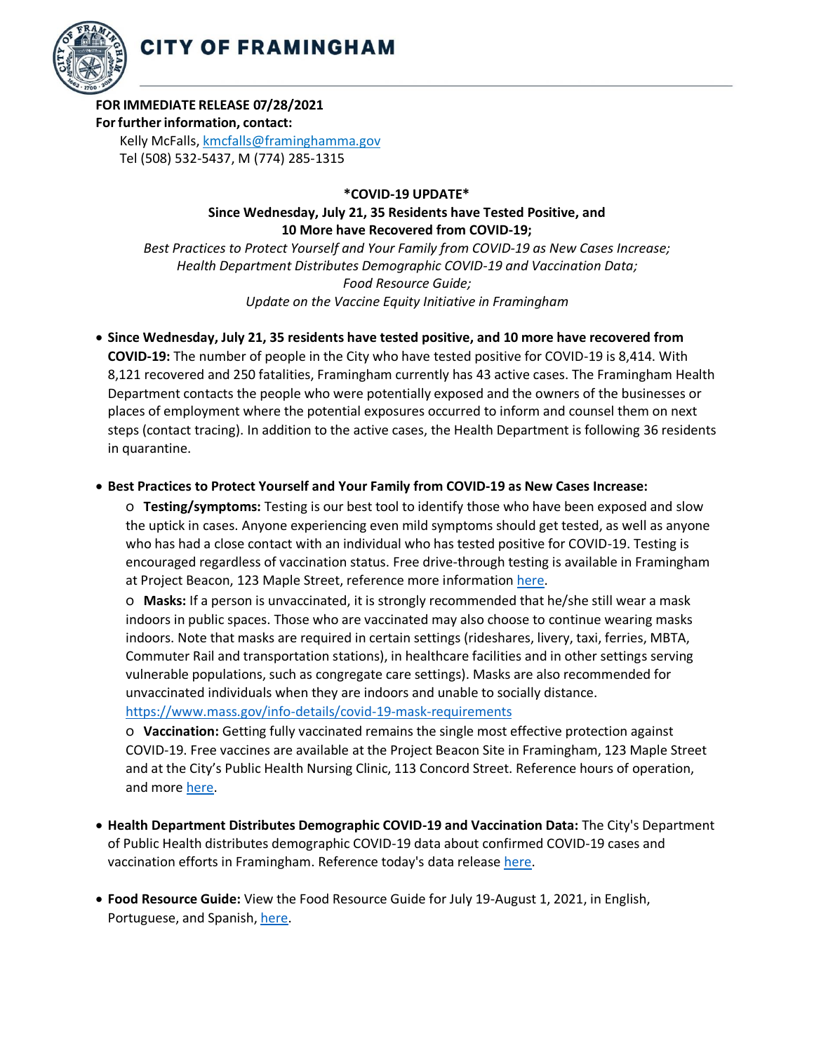# CITY OF FRAMINGHAM

**FOR IMMEDIATE RELEASE 07/28/2021**
**For further information, contact:**
Kelly McFalls, kmcfalls@framinghamma.gov
Tel (508) 532-5437, M (774) 285-1315

**\*COVID-19 UPDATE\***

**Since Wednesday, July 21, 35 Residents have Tested Positive, and 10 More have Recovered from COVID-19;**

*Best Practices to Protect Yourself and Your Family from COVID-19 as New Cases Increase;*
*Health Department Distributes Demographic COVID-19 and Vaccination Data;*
*Food Resource Guide;*
*Update on the Vaccine Equity Initiative in Framingham*

- **Since Wednesday, July 21, 35 residents have tested positive, and 10 more have recovered from COVID-19:** The number of people in the City who have tested positive for COVID-19 is 8,414. With 8,121 recovered and 250 fatalities, Framingham currently has 43 active cases. The Framingham Health Department contacts the people who were potentially exposed and the owners of the businesses or places of employment where the potential exposures occurred to inform and counsel them on next steps (contact tracing). In addition to the active cases, the Health Department is following 36 residents in quarantine.

- **Best Practices to Protect Yourself and Your Family from COVID-19 as New Cases Increase:**
  - **Testing/symptoms:** Testing is our best tool to identify those who have been exposed and slow the uptick in cases. Anyone experiencing even mild symptoms should get tested, as well as anyone who has had a close contact with an individual who has tested positive for COVID-19. Testing is encouraged regardless of vaccination status. Free drive-through testing is available in Framingham at Project Beacon, 123 Maple Street, reference more information here.
  - **Masks:** If a person is unvaccinated, it is strongly recommended that he/she still wear a mask indoors in public spaces. Those who are vaccinated may also choose to continue wearing masks indoors. Note that masks are required in certain settings (rideshares, livery, taxi, ferries, MBTA, Commuter Rail and transportation stations), in healthcare facilities and in other settings serving vulnerable populations, such as congregate care settings). Masks are also recommended for unvaccinated individuals when they are indoors and unable to socially distance. https://www.mass.gov/info-details/covid-19-mask-requirements
  - **Vaccination:** Getting fully vaccinated remains the single most effective protection against COVID-19. Free vaccines are available at the Project Beacon Site in Framingham, 123 Maple Street and at the City's Public Health Nursing Clinic, 113 Concord Street. Reference hours of operation, and more here.

- **Health Department Distributes Demographic COVID-19 and Vaccination Data:** The City's Department of Public Health distributes demographic COVID-19 data about confirmed COVID-19 cases and vaccination efforts in Framingham. Reference today's data release here.

- **Food Resource Guide:** View the Food Resource Guide for July 19-August 1, 2021, in English, Portuguese, and Spanish, here.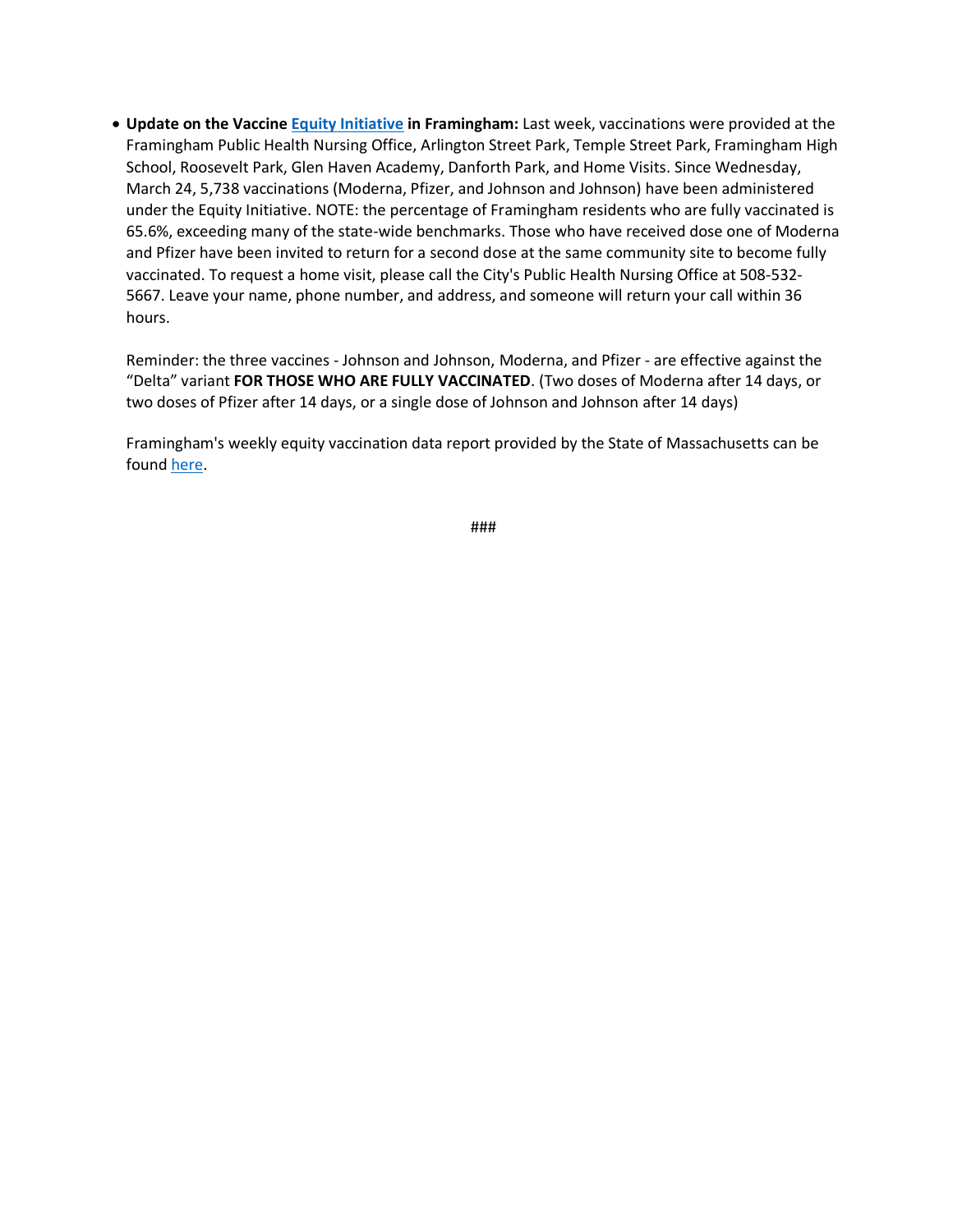- **Update on the Vaccine Equity Initiative in Framingham:** Last week, vaccinations were provided at the Framingham Public Health Nursing Office, Arlington Street Park, Temple Street Park, Framingham High School, Roosevelt Park, Glen Haven Academy, Danforth Park, and Home Visits. Since Wednesday, March 24, 5,738 vaccinations (Moderna, Pfizer, and Johnson and Johnson) have been administered under the Equity Initiative. NOTE: the percentage of Framingham residents who are fully vaccinated is 65.6%, exceeding many of the state-wide benchmarks. Those who have received dose one of Moderna and Pfizer have been invited to return for a second dose at the same community site to become fully vaccinated. To request a home visit, please call the City's Public Health Nursing Office at 508-532-5667. Leave your name, phone number, and address, and someone will return your call within 36 hours.

  Reminder: the three vaccines - Johnson and Johnson, Moderna, and Pfizer - are effective against the "Delta" variant **FOR THOSE WHO ARE FULLY VACCINATED**. (Two doses of Moderna after 14 days, or two doses of Pfizer after 14 days, or a single dose of Johnson and Johnson after 14 days)

  Framingham's weekly equity vaccination data report provided by the State of Massachusetts can be found here.

###